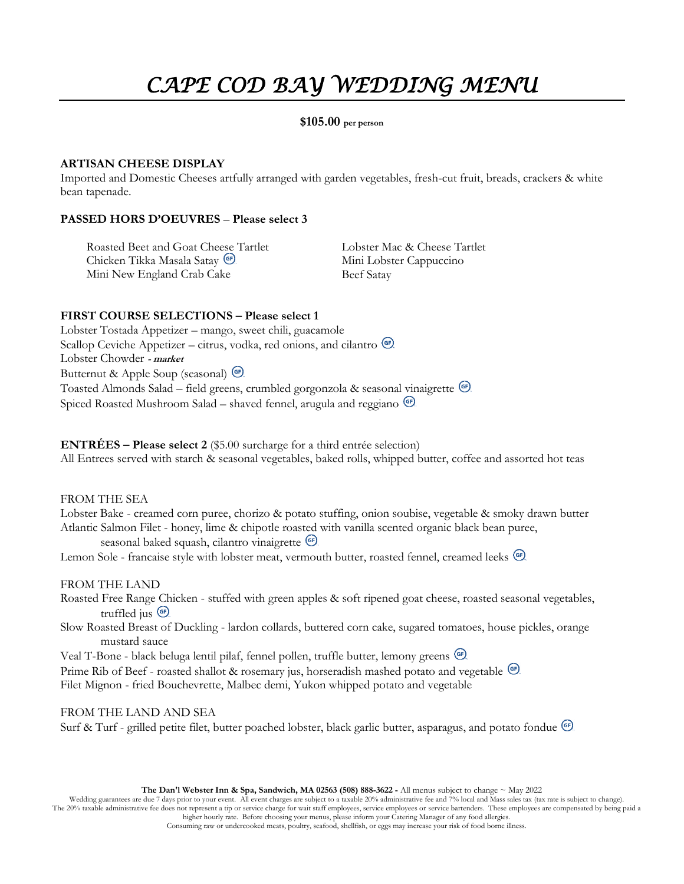# CAPE COD BAY WEDDING MENU

**$105.00** **per person**

**ARTISAN CHEESE DISPLAY**

Imported and Domestic Cheeses artfully arranged with garden vegetables, fresh-cut fruit, breads, crackers & white bean tapenade.

**PASSED HORS D'OEUVRES – Please select 3**

Roasted Beet and Goat Cheese Tartlet
Chicken Tikka Masala Satay (GF)
Mini New England Crab Cake
Lobster Mac & Cheese Tartlet
Mini Lobster Cappuccino
Beef Satay

**FIRST COURSE SELECTIONS – Please select 1**

Lobster Tostada Appetizer – mango, sweet chili, guacamole
Scallop Ceviche Appetizer – citrus, vodka, red onions, and cilantro (GF)
Lobster Chowder ***- market***
Butternut & Apple Soup (seasonal) (GF)
Toasted Almonds Salad – field greens, crumbled gorgonzola & seasonal vinaigrette (GF)
Spiced Roasted Mushroom Salad – shaved fennel, arugula and reggiano (GF)

**ENTRÉES – Please select 2** ($5.00 surcharge for a third entrée selection)
All Entrees served with starch & seasonal vegetables, baked rolls, whipped butter, coffee and assorted hot teas

FROM THE SEA

Lobster Bake - creamed corn puree, chorizo & potato stuffing, onion soubise, vegetable & smoky drawn butter
Atlantic Salmon Filet - honey, lime & chipotle roasted with vanilla scented organic black bean puree, seasonal baked squash, cilantro vinaigrette (GF)
Lemon Sole - francaise style with lobster meat, vermouth butter, roasted fennel, creamed leeks (GF)

FROM THE LAND

Roasted Free Range Chicken - stuffed with green apples & soft ripened goat cheese, roasted seasonal vegetables, truffled jus (GF)
Slow Roasted Breast of Duckling - lardon collards, buttered corn cake, sugared tomatoes, house pickles, orange mustard sauce
Veal T-Bone - black beluga lentil pilaf, fennel pollen, truffle butter, lemony greens (GF)
Prime Rib of Beef - roasted shallot & rosemary jus, horseradish mashed potato and vegetable (GF)
Filet Mignon - fried Bouchevrette, Malbec demi, Yukon whipped potato and vegetable

FROM THE LAND AND SEA

Surf & Turf - grilled petite filet, butter poached lobster, black garlic butter, asparagus, and potato fondue (GF)

**The Dan'l Webster Inn & Spa, Sandwich, MA 02563 (508) 888-3622 -** All menus subject to change ~ May 2022

Wedding guarantees are due 7 days prior to your event. All event charges are subject to a taxable 20% administrative fee and 7% local and Mass sales tax (tax rate is subject to change). The 20% taxable administrative fee does not represent a tip or service charge for wait staff employees, service employees or service bartenders. These employees are compensated by being paid a higher hourly rate. Before choosing your menus, please inform your Catering Manager of any food allergies.
Consuming raw or undercooked meats, poultry, seafood, shellfish, or eggs may increase your risk of food borne illness.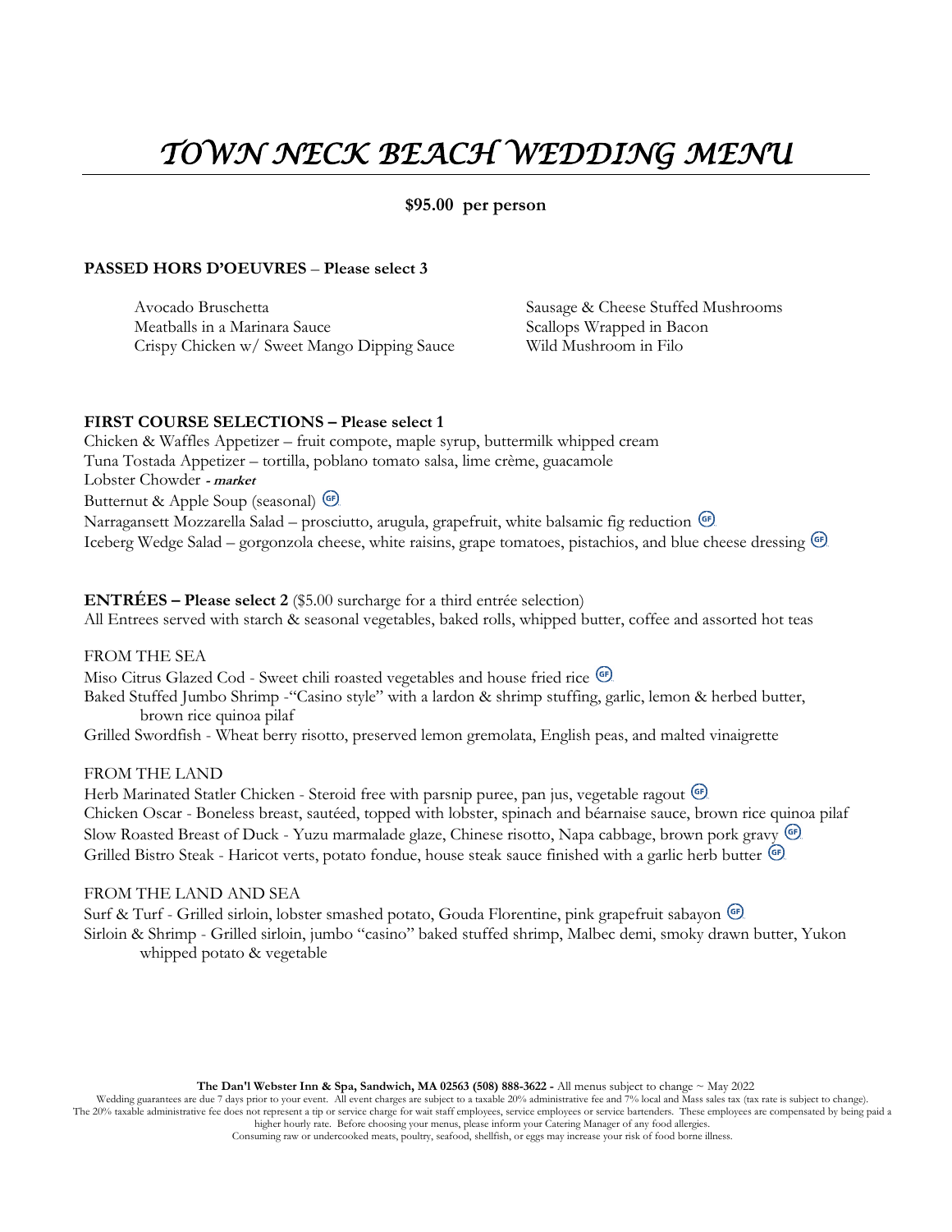# *TOWN NECK BEACH WEDDING MENU*

**$95.00 per person**

**PASSED HORS D'OEUVRES – Please select 3**

Avocado Bruschetta
Meatballs in a Marinara Sauce
Crispy Chicken w/ Sweet Mango Dipping Sauce
Sausage & Cheese Stuffed Mushrooms
Scallops Wrapped in Bacon
Wild Mushroom in Filo

**FIRST COURSE SELECTIONS – Please select 1**

Chicken & Waffles Appetizer – fruit compote, maple syrup, buttermilk whipped cream
Tuna Tostada Appetizer – tortilla, poblano tomato salsa, lime crème, guacamole
Lobster Chowder ***- market***
Butternut & Apple Soup (seasonal) (GF)
Narragansett Mozzarella Salad – prosciutto, arugula, grapefruit, white balsamic fig reduction (GF)
Iceberg Wedge Salad – gorgonzola cheese, white raisins, grape tomatoes, pistachios, and blue cheese dressing (GF)

**ENTRÉES – Please select 2** ($5.00 surcharge for a third entrée selection)
All Entrees served with starch & seasonal vegetables, baked rolls, whipped butter, coffee and assorted hot teas

FROM THE SEA

Miso Citrus Glazed Cod - Sweet chili roasted vegetables and house fried rice (GF)
Baked Stuffed Jumbo Shrimp -"Casino style" with a lardon & shrimp stuffing, garlic, lemon & herbed butter, brown rice quinoa pilaf
Grilled Swordfish - Wheat berry risotto, preserved lemon gremolata, English peas, and malted vinaigrette

FROM THE LAND

Herb Marinated Statler Chicken - Steroid free with parsnip puree, pan jus, vegetable ragout (GF)
Chicken Oscar - Boneless breast, sautéed, topped with lobster, spinach and béarnaise sauce, brown rice quinoa pilaf
Slow Roasted Breast of Duck - Yuzu marmalade glaze, Chinese risotto, Napa cabbage, brown pork gravy (GF)
Grilled Bistro Steak - Haricot verts, potato fondue, house steak sauce finished with a garlic herb butter (GF)

FROM THE LAND AND SEA

Surf & Turf - Grilled sirloin, lobster smashed potato, Gouda Florentine, pink grapefruit sabayon (GF)
Sirloin & Shrimp - Grilled sirloin, jumbo "casino" baked stuffed shrimp, Malbec demi, smoky drawn butter, Yukon whipped potato & vegetable

**The Dan'l Webster Inn & Spa, Sandwich, MA 02563 (508) 888-3622 -** All menus subject to change ~ May 2022
Wedding guarantees are due 7 days prior to your event. All event charges are subject to a taxable 20% administrative fee and 7% local and Mass sales tax (tax rate is subject to change). The 20% taxable administrative fee does not represent a tip or service charge for wait staff employees, service employees or service bartenders. These employees are compensated by being paid a higher hourly rate. Before choosing your menus, please inform your Catering Manager of any food allergies.
Consuming raw or undercooked meats, poultry, seafood, shellfish, or eggs may increase your risk of food borne illness.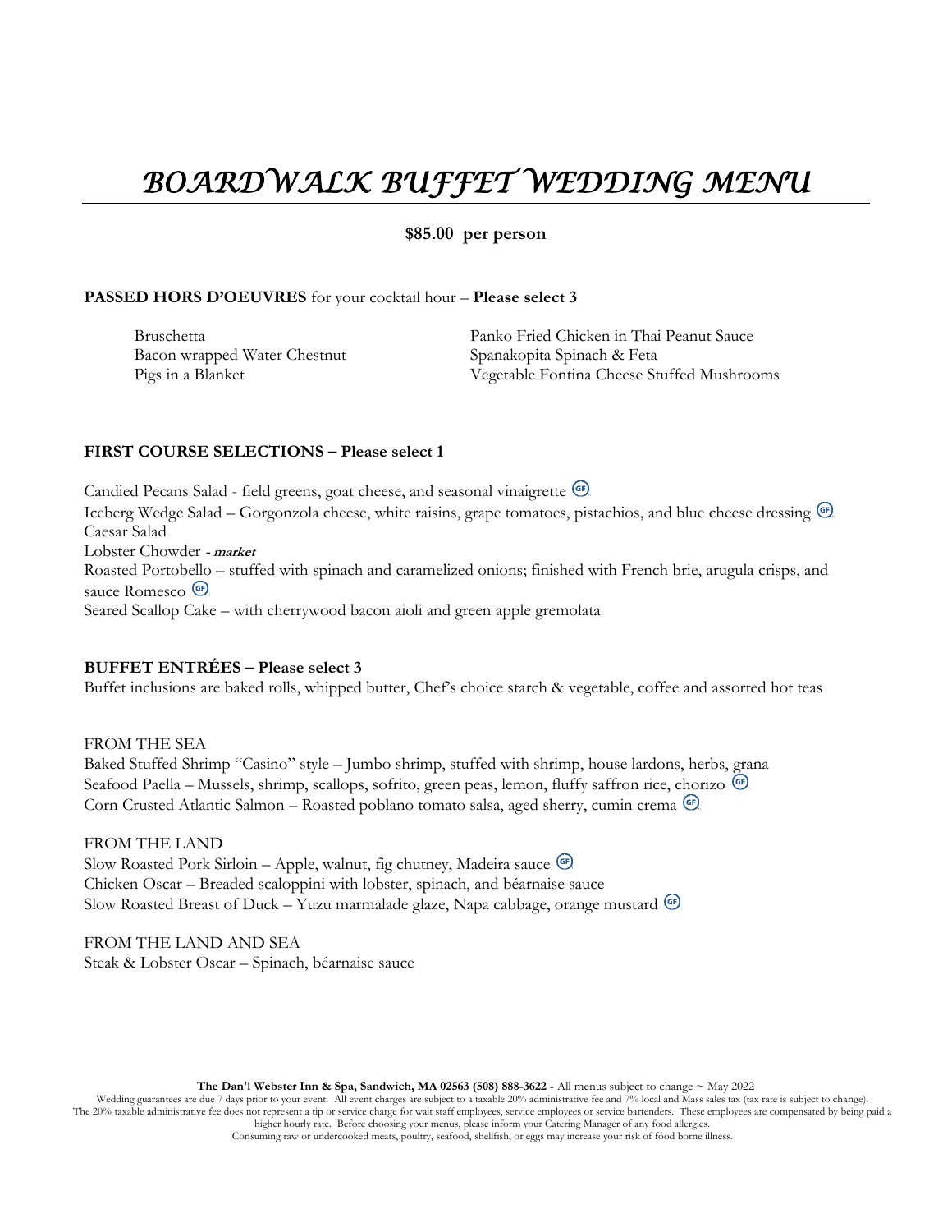# BOARDWALK BUFFET WEDDING MENU

**$85.00 per person**

**PASSED HORS D'OEUVRES** for your cocktail hour – **Please select 3**

- Bruschetta
- Bacon wrapped Water Chestnut
- Pigs in a Blanket
- Panko Fried Chicken in Thai Peanut Sauce
- Spanakopita Spinach & Feta
- Vegetable Fontina Cheese Stuffed Mushrooms

**FIRST COURSE SELECTIONS – Please select 1**

Candied Pecans Salad - field greens, goat cheese, and seasonal vinaigrette (GF)
Iceberg Wedge Salad – Gorgonzola cheese, white raisins, grape tomatoes, pistachios, and blue cheese dressing (GF)
Caesar Salad
Lobster Chowder ***- market***
Roasted Portobello – stuffed with spinach and caramelized onions; finished with French brie, arugula crisps, and sauce Romesco (GF)
Seared Scallop Cake – with cherrywood bacon aioli and green apple gremolata

**BUFFET ENTRÉES – Please select 3**
Buffet inclusions are baked rolls, whipped butter, Chef's choice starch & vegetable, coffee and assorted hot teas

FROM THE SEA
Baked Stuffed Shrimp "Casino" style – Jumbo shrimp, stuffed with shrimp, house lardons, herbs, grana
Seafood Paella – Mussels, shrimp, scallops, sofrito, green peas, lemon, fluffy saffron rice, chorizo (GF)
Corn Crusted Atlantic Salmon – Roasted poblano tomato salsa, aged sherry, cumin crema (GF)

FROM THE LAND
Slow Roasted Pork Sirloin – Apple, walnut, fig chutney, Madeira sauce (GF)
Chicken Oscar – Breaded scaloppini with lobster, spinach, and béarnaise sauce
Slow Roasted Breast of Duck – Yuzu marmalade glaze, Napa cabbage, orange mustard (GF)

FROM THE LAND AND SEA
Steak & Lobster Oscar – Spinach, béarnaise sauce

**The Dan'l Webster Inn & Spa, Sandwich, MA 02563 (508) 888-3622 -** All menus subject to change ~ May 2022
Wedding guarantees are due 7 days prior to your event. All event charges are subject to a taxable 20% administrative fee and 7% local and Mass sales tax (tax rate is subject to change). The 20% taxable administrative fee does not represent a tip or service charge for wait staff employees, service employees or service bartenders. These employees are compensated by being paid a higher hourly rate. Before choosing your menus, please inform your Catering Manager of any food allergies.
Consuming raw or undercooked meats, poultry, seafood, shellfish, or eggs may increase your risk of food borne illness.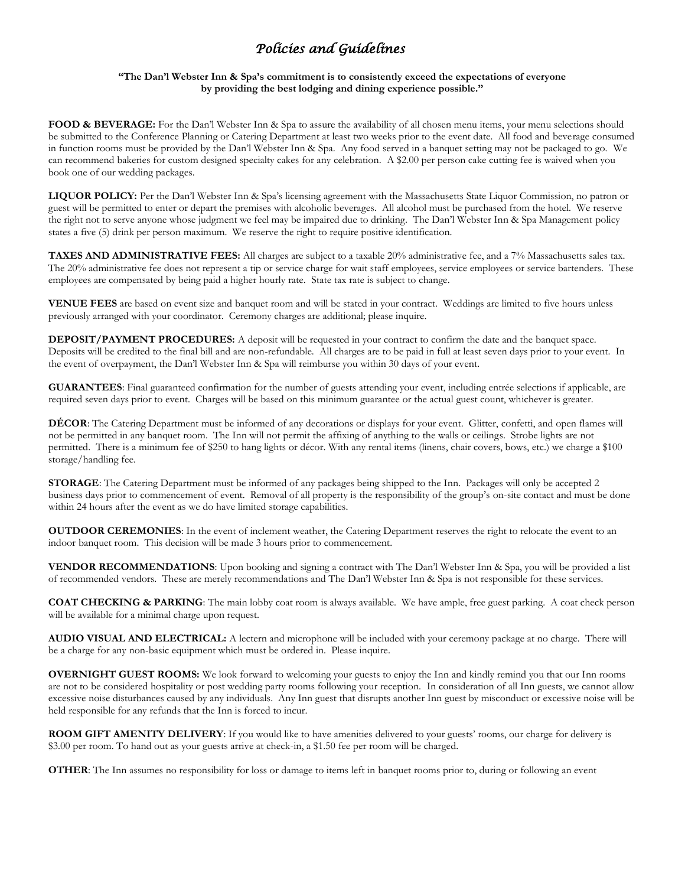# *Policies and Guidelines*

**"The Dan'l Webster Inn & Spa's commitment is to consistently exceed the expectations of everyone by providing the best lodging and dining experience possible."**

**FOOD & BEVERAGE:** For the Dan'l Webster Inn & Spa to assure the availability of all chosen menu items, your menu selections should be submitted to the Conference Planning or Catering Department at least two weeks prior to the event date. All food and beverage consumed in function rooms must be provided by the Dan'l Webster Inn & Spa. Any food served in a banquet setting may not be packaged to go. We can recommend bakeries for custom designed specialty cakes for any celebration. A $2.00 per person cake cutting fee is waived when you book one of our wedding packages.

**LIQUOR POLICY:** Per the Dan'l Webster Inn & Spa's licensing agreement with the Massachusetts State Liquor Commission, no patron or guest will be permitted to enter or depart the premises with alcoholic beverages. All alcohol must be purchased from the hotel. We reserve the right not to serve anyone whose judgment we feel may be impaired due to drinking. The Dan'l Webster Inn & Spa Management policy states a five (5) drink per person maximum. We reserve the right to require positive identification.

**TAXES AND ADMINISTRATIVE FEES:** All charges are subject to a taxable 20% administrative fee, and a 7% Massachusetts sales tax. The 20% administrative fee does not represent a tip or service charge for wait staff employees, service employees or service bartenders. These employees are compensated by being paid a higher hourly rate. State tax rate is subject to change.

**VENUE FEES** are based on event size and banquet room and will be stated in your contract. Weddings are limited to five hours unless previously arranged with your coordinator. Ceremony charges are additional; please inquire.

**DEPOSIT/PAYMENT PROCEDURES:** A deposit will be requested in your contract to confirm the date and the banquet space. Deposits will be credited to the final bill and are non-refundable. All charges are to be paid in full at least seven days prior to your event. In the event of overpayment, the Dan'l Webster Inn & Spa will reimburse you within 30 days of your event.

**GUARANTEES**: Final guaranteed confirmation for the number of guests attending your event, including entrée selections if applicable, are required seven days prior to event. Charges will be based on this minimum guarantee or the actual guest count, whichever is greater.

**DÉCOR**: The Catering Department must be informed of any decorations or displays for your event. Glitter, confetti, and open flames will not be permitted in any banquet room. The Inn will not permit the affixing of anything to the walls or ceilings. Strobe lights are not permitted. There is a minimum fee of $250 to hang lights or décor. With any rental items (linens, chair covers, bows, etc.) we charge a $100 storage/handling fee.

**STORAGE**: The Catering Department must be informed of any packages being shipped to the Inn. Packages will only be accepted 2 business days prior to commencement of event. Removal of all property is the responsibility of the group's on-site contact and must be done within 24 hours after the event as we do have limited storage capabilities.

**OUTDOOR CEREMONIES**: In the event of inclement weather, the Catering Department reserves the right to relocate the event to an indoor banquet room. This decision will be made 3 hours prior to commencement.

**VENDOR RECOMMENDATIONS**: Upon booking and signing a contract with The Dan'l Webster Inn & Spa, you will be provided a list of recommended vendors. These are merely recommendations and The Dan'l Webster Inn & Spa is not responsible for these services.

**COAT CHECKING & PARKING**: The main lobby coat room is always available. We have ample, free guest parking. A coat check person will be available for a minimal charge upon request.

**AUDIO VISUAL AND ELECTRICAL:** A lectern and microphone will be included with your ceremony package at no charge. There will be a charge for any non-basic equipment which must be ordered in. Please inquire.

**OVERNIGHT GUEST ROOMS:** We look forward to welcoming your guests to enjoy the Inn and kindly remind you that our Inn rooms are not to be considered hospitality or post wedding party rooms following your reception. In consideration of all Inn guests, we cannot allow excessive noise disturbances caused by any individuals. Any Inn guest that disrupts another Inn guest by misconduct or excessive noise will be held responsible for any refunds that the Inn is forced to incur.

**ROOM GIFT AMENITY DELIVERY**: If you would like to have amenities delivered to your guests' rooms, our charge for delivery is $3.00 per room. To hand out as your guests arrive at check-in, a $1.50 fee per room will be charged.

**OTHER**: The Inn assumes no responsibility for loss or damage to items left in banquet rooms prior to, during or following an event